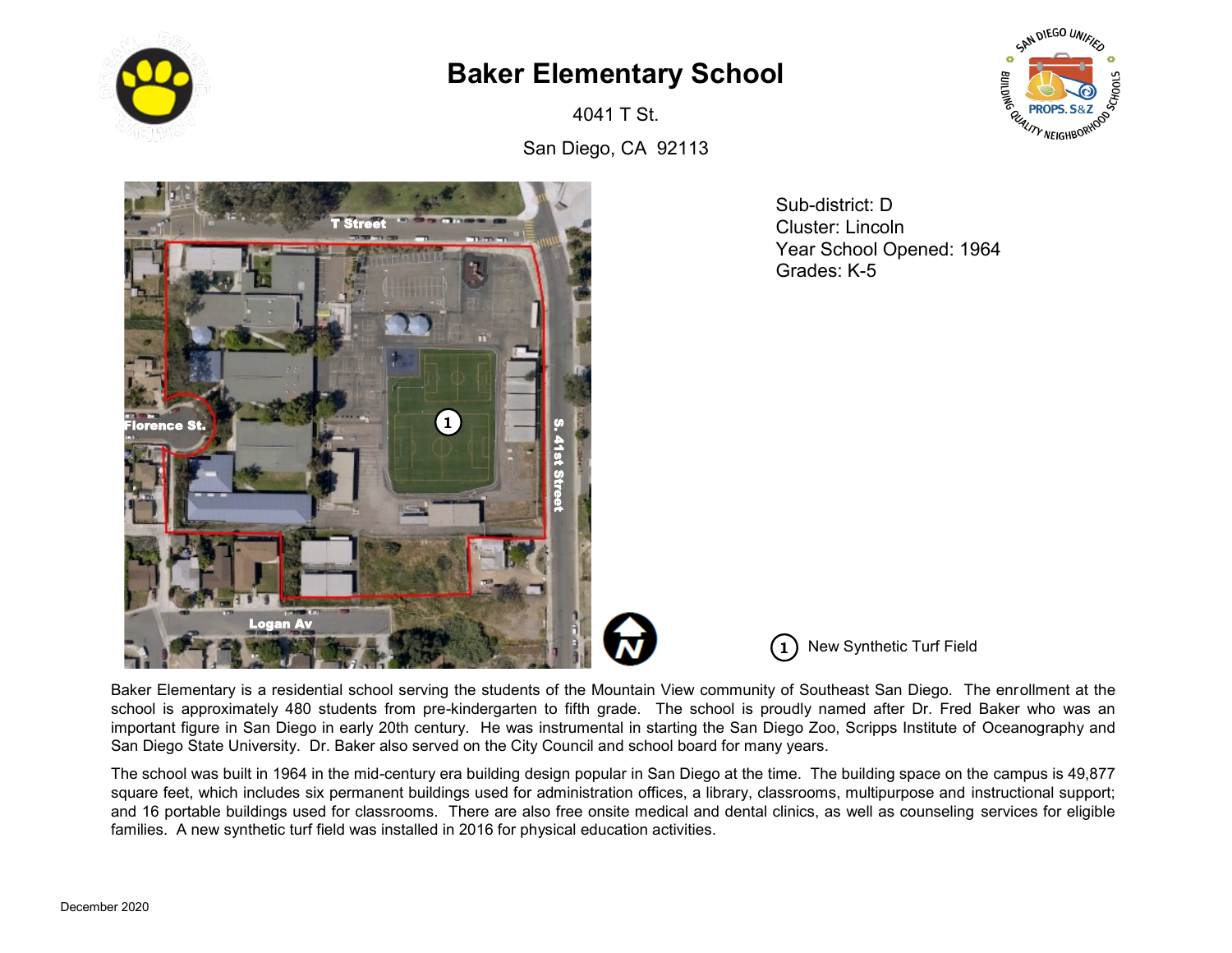# Baker Elementary School

4041 T St.

San Diego, CA 92113

Sub-district: D
Cluster: Lincoln
Year School Opened: 1964
Grades: K-5

1 New Synthetic Turf Field

Baker Elementary is a residential school serving the students of the Mountain View community of Southeast San Diego. The enrollment at the school is approximately 480 students from pre-kindergarten to fifth grade. The school is proudly named after Dr. Fred Baker who was an important figure in San Diego in early 20th century. He was instrumental in starting the San Diego Zoo, Scripps Institute of Oceanography and San Diego State University. Dr. Baker also served on the City Council and school board for many years.

The school was built in 1964 in the mid-century era building design popular in San Diego at the time. The building space on the campus is 49,877 square feet, which includes six permanent buildings used for administration offices, a library, classrooms, multipurpose and instructional support; and 16 portable buildings used for classrooms. There are also free onsite medical and dental clinics, as well as counseling services for eligible families. A new synthetic turf field was installed in 2016 for physical education activities.

December 2020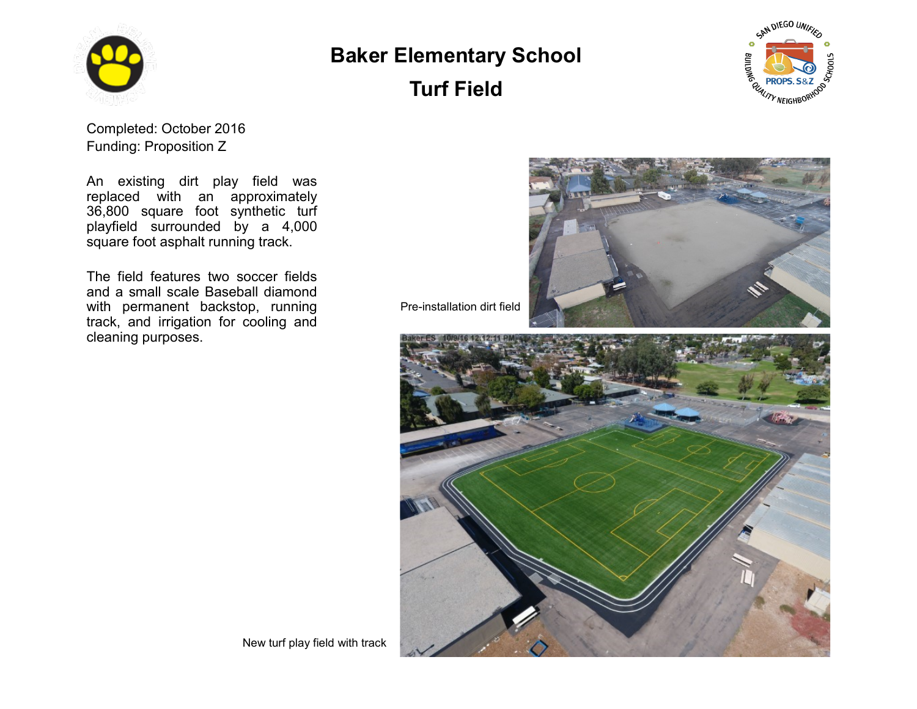# Baker Elementary School

## Turf Field

Completed: October 2016
Funding: Proposition Z

An existing dirt play field was replaced with an approximately 36,800 square foot synthetic turf playfield surrounded by a 4,000 square foot asphalt running track.

The field features two soccer fields and a small scale Baseball diamond with permanent backstop, running track, and irrigation for cooling and cleaning purposes.

Pre-installation dirt field

New turf play field with track